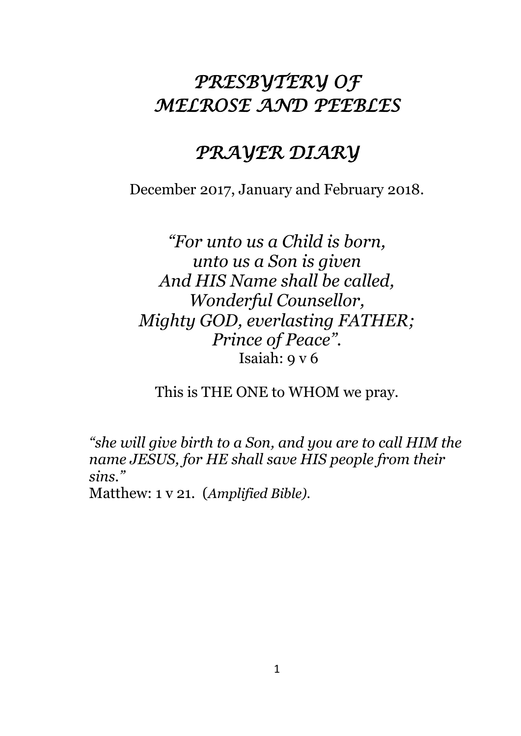# *PRESBYTERY OF MELROSE AND PEEBLES*

# *PRAYER DIARY*

December 2017, January and February 2018.

*"For unto us a Child is born,*
*unto us a Son is given*
*And HIS Name shall be called,*
*Wonderful Counsellor,*
*Mighty GOD, everlasting FATHER;*
*Prince of Peace".*
Isaiah: 9 v 6

This is THE ONE to WHOM we pray.

*"she will give birth to a Son, and you are to call HIM the name JESUS, for HE shall save HIS people from their sins."*
Matthew: 1 v 21. (*Amplified Bible).*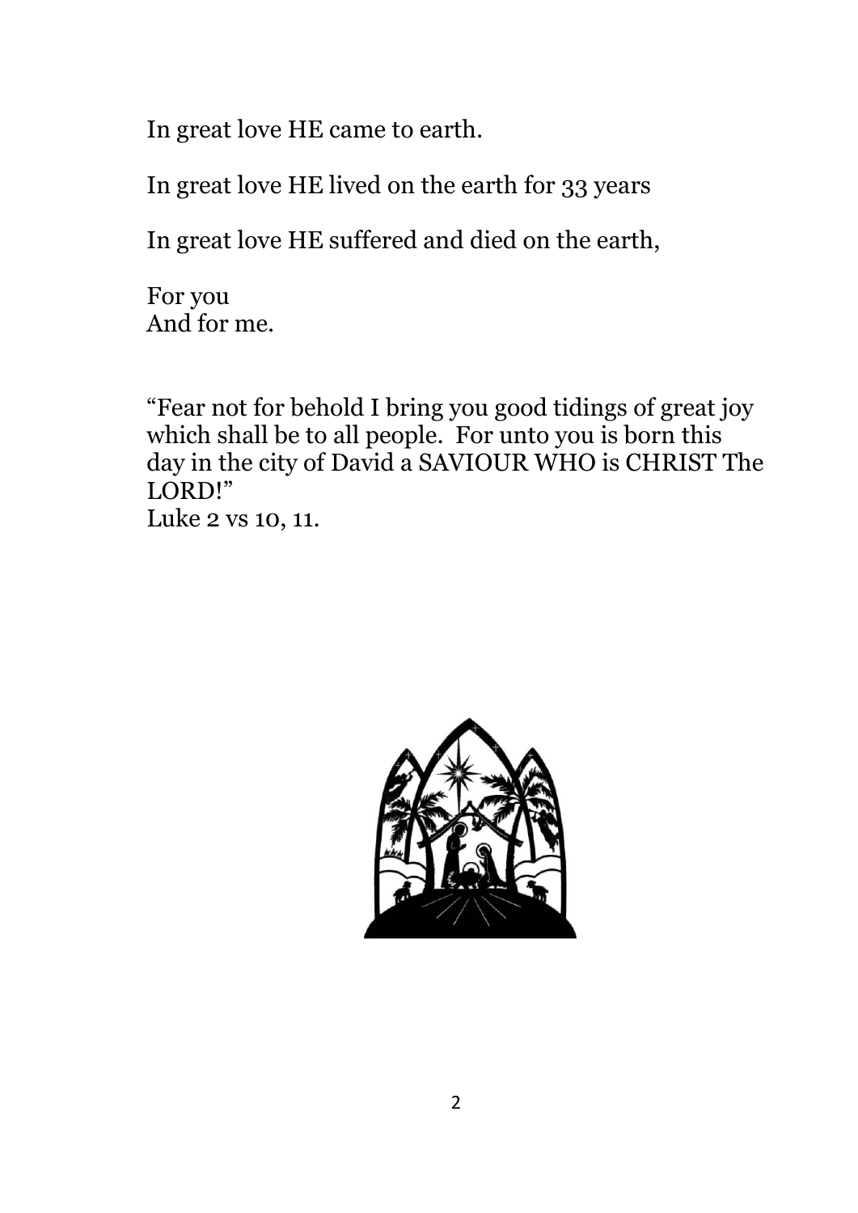In great love HE came to earth.

In great love HE lived on the earth for 33 years

In great love HE suffered and died on the earth,

For you
And for me.

"Fear not for behold I bring you good tidings of great joy which shall be to all people. For unto you is born this day in the city of David a SAVIOUR WHO is CHRIST The LORD!"
Luke 2 vs 10, 11.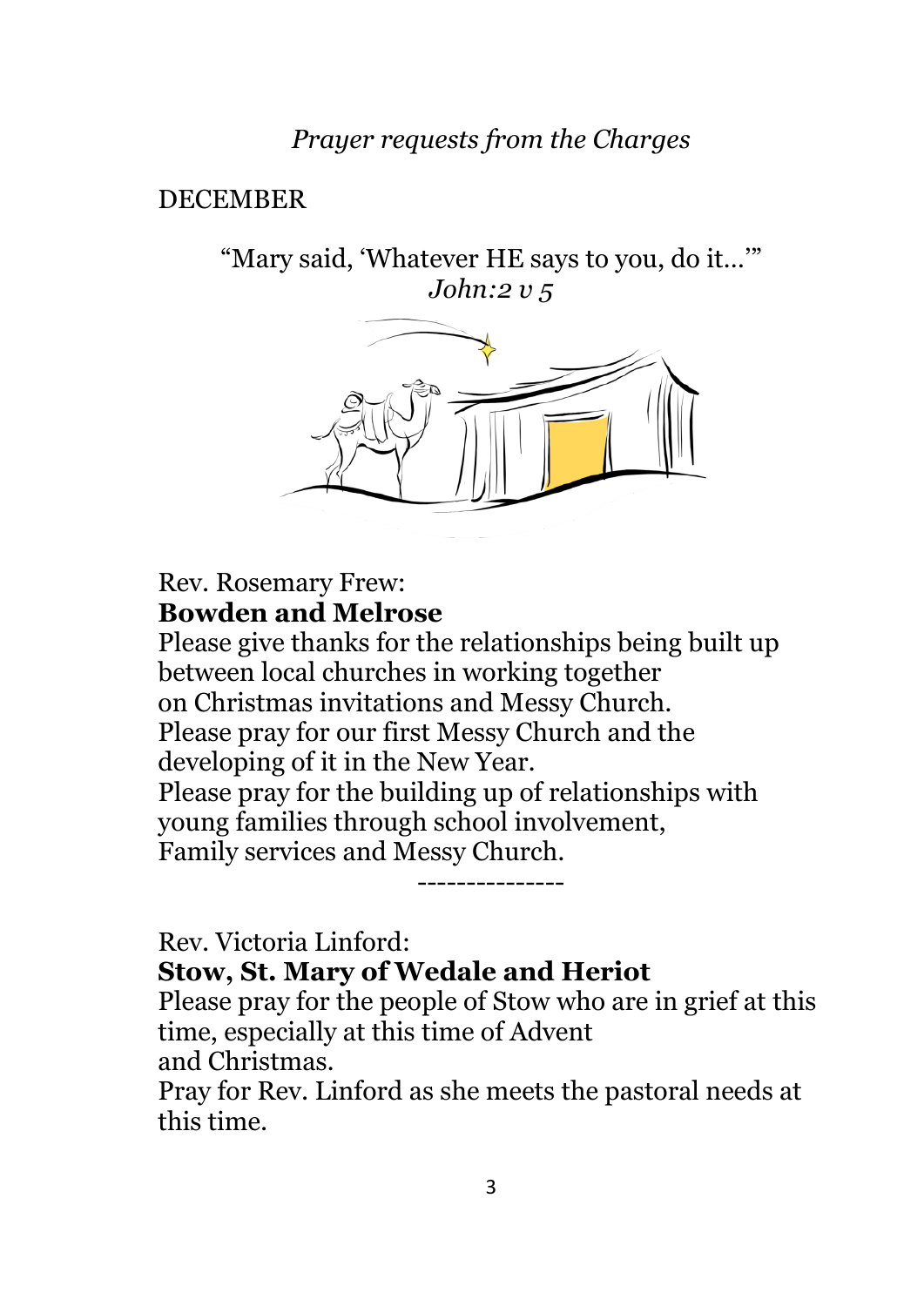*Prayer requests from the Charges*

DECEMBER

"Mary said, 'Whatever HE says to you, do it…'"
*John:2 v 5*

Rev. Rosemary Frew:
**Bowden and Melrose**
Please give thanks for the relationships being built up between local churches in working together on Christmas invitations and Messy Church.
Please pray for our first Messy Church and the developing of it in the New Year.
Please pray for the building up of relationships with young families through school involvement, Family services and Messy Church.

---------------

Rev. Victoria Linford:
**Stow, St. Mary of Wedale and Heriot**
Please pray for the people of Stow who are in grief at this time, especially at this time of Advent and Christmas.
Pray for Rev. Linford as she meets the pastoral needs at this time.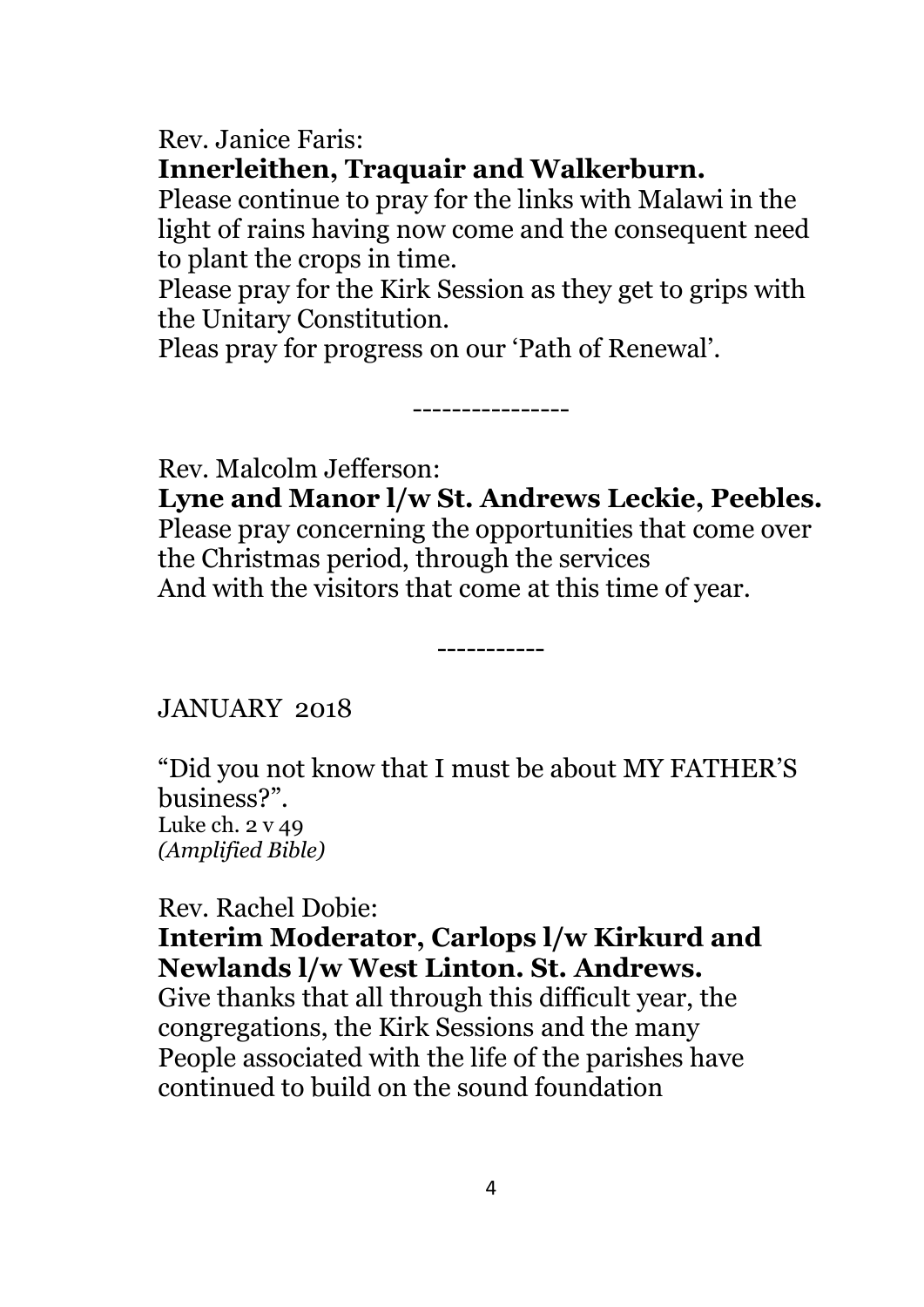Rev. Janice Faris:

**Innerleithen, Traquair and Walkerburn.**

Please continue to pray for the links with Malawi in the light of rains having now come and the consequent need to plant the crops in time.

Please pray for the Kirk Session as they get to grips with the Unitary Constitution.

Pleas pray for progress on our 'Path of Renewal'.

----------------

Rev. Malcolm Jefferson:

**Lyne and Manor l/w St. Andrews Leckie, Peebles.**

Please pray concerning the opportunities that come over the Christmas period, through the services
And with the visitors that come at this time of year.

-----------

JANUARY 2018

"Did you not know that I must be about MY FATHER'S business?".
Luke ch. 2 v 49
*(Amplified Bible)*

Rev. Rachel Dobie:

**Interim Moderator, Carlops l/w Kirkurd and Newlands l/w West Linton. St. Andrews.**

Give thanks that all through this difficult year, the congregations, the Kirk Sessions and the many People associated with the life of the parishes have continued to build on the sound foundation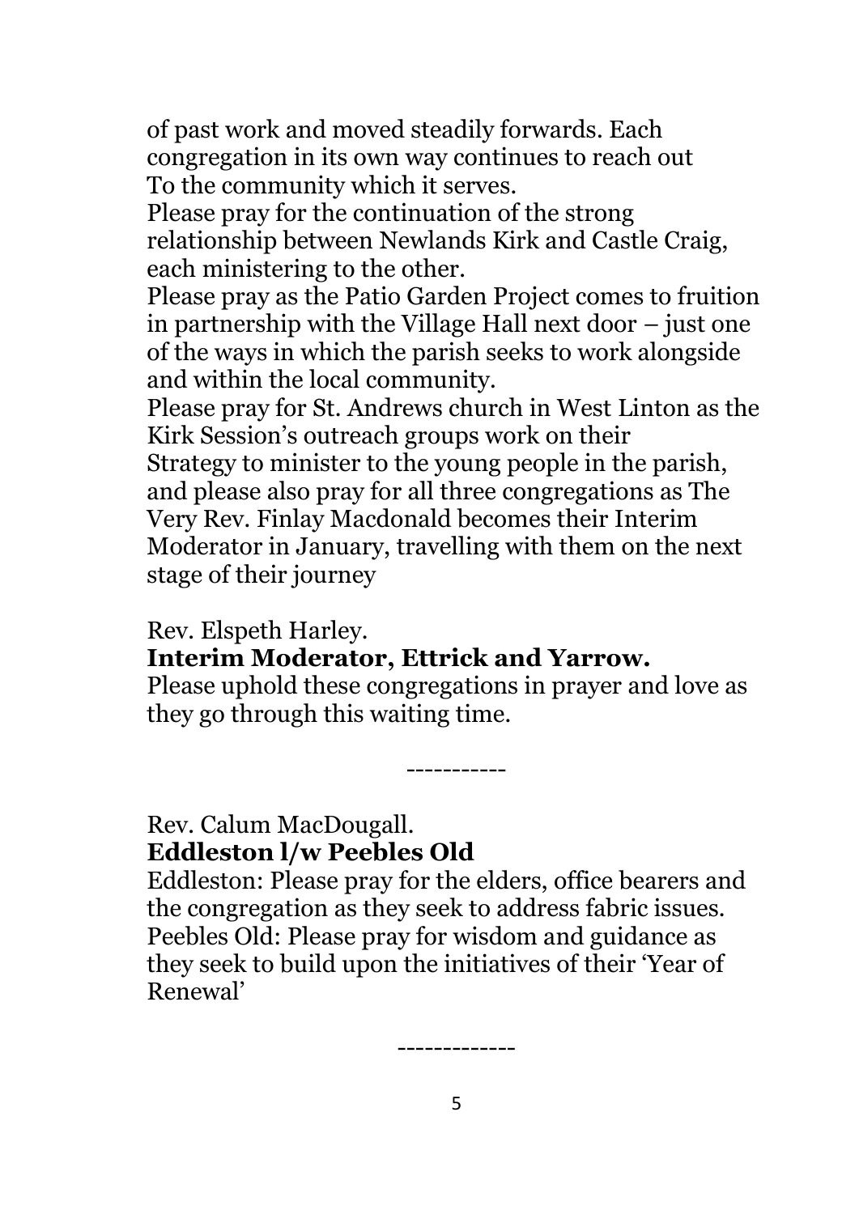of past work and moved steadily forwards. Each congregation in its own way continues to reach out To the community which it serves.

Please pray for the continuation of the strong relationship between Newlands Kirk and Castle Craig, each ministering to the other.

Please pray as the Patio Garden Project comes to fruition in partnership with the Village Hall next door – just one of the ways in which the parish seeks to work alongside and within the local community.

Please pray for St. Andrews church in West Linton as the Kirk Session's outreach groups work on their Strategy to minister to the young people in the parish, and please also pray for all three congregations as The Very Rev. Finlay Macdonald becomes their Interim Moderator in January, travelling with them on the next stage of their journey

Rev. Elspeth Harley.

**Interim Moderator, Ettrick and Yarrow.**

Please uphold these congregations in prayer and love as they go through this waiting time.

-----------

Rev. Calum MacDougall.

**Eddleston l/w Peebles Old**

Eddleston: Please pray for the elders, office bearers and the congregation as they seek to address fabric issues.

Peebles Old: Please pray for wisdom and guidance as they seek to build upon the initiatives of their 'Year of Renewal'

-------------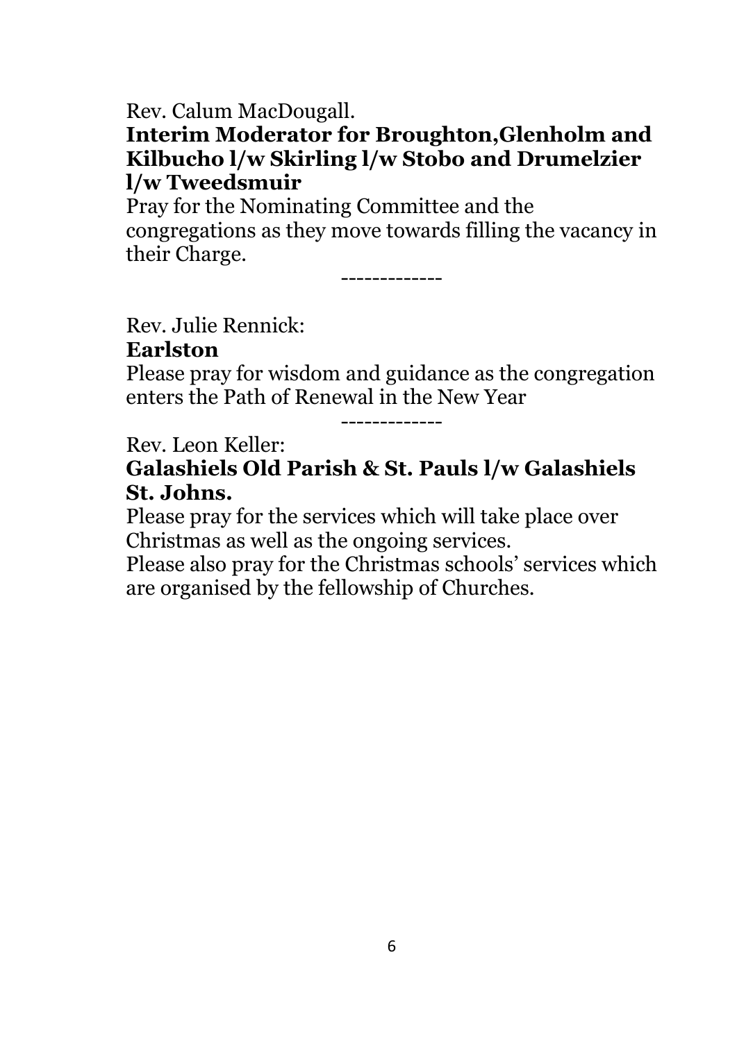Rev. Calum MacDougall.

**Interim Moderator for Broughton,Glenholm and Kilbucho l/w Skirling l/w Stobo and Drumelzier l/w Tweedsmuir**

Pray for the Nominating Committee and the congregations as they move towards filling the vacancy in their Charge.

-------------

Rev. Julie Rennick:

**Earlston**

Please pray for wisdom and guidance as the congregation enters the Path of Renewal in the New Year

-------------

Rev. Leon Keller:

**Galashiels Old Parish & St. Pauls l/w Galashiels St. Johns.**

Please pray for the services which will take place over Christmas as well as the ongoing services.

Please also pray for the Christmas schools' services which are organised by the fellowship of Churches.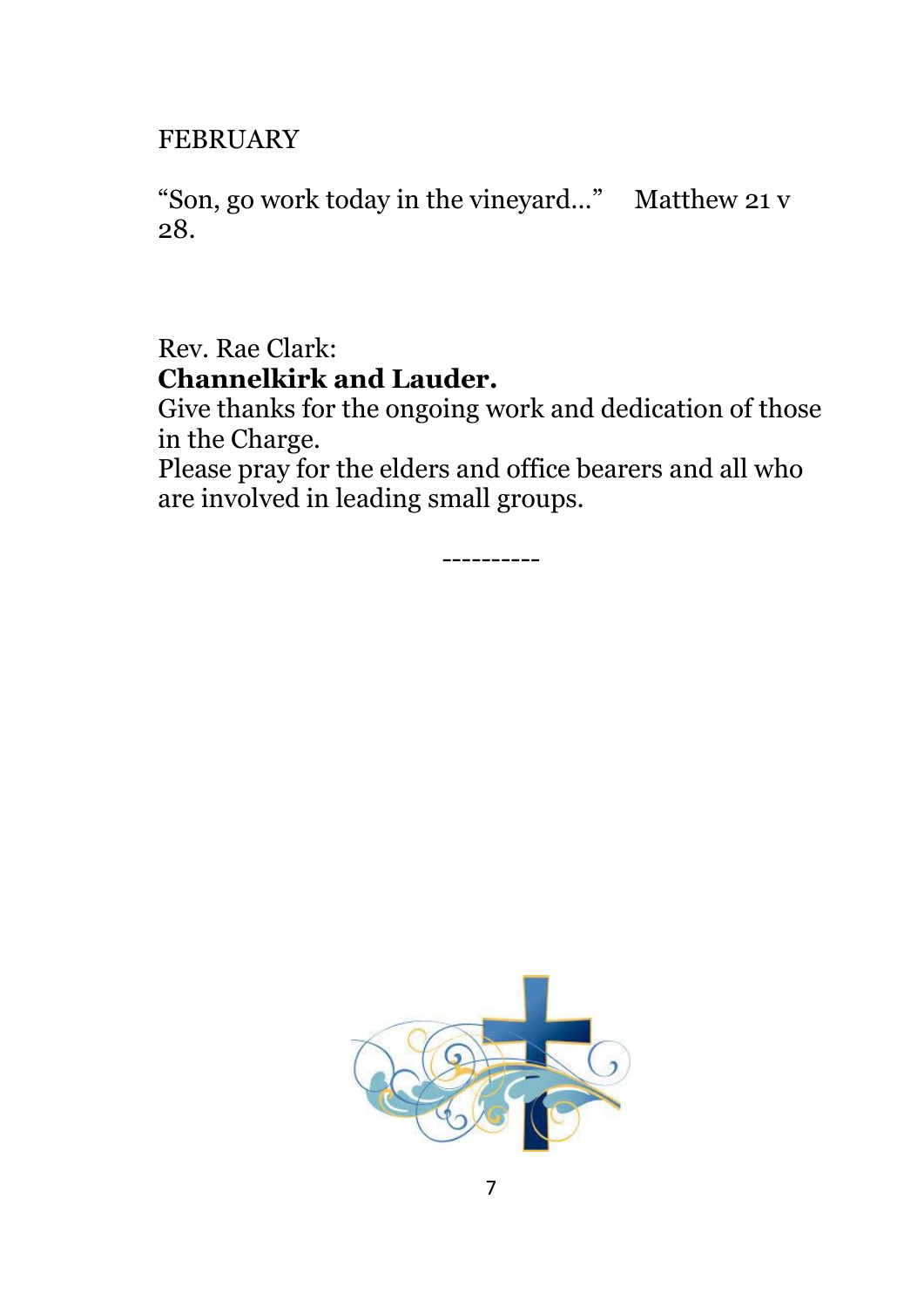FEBRUARY

"Son, go work today in the vineyard…"    Matthew 21 v 28.

Rev. Rae Clark:
**Channelkirk and Lauder.**
Give thanks for the ongoing work and dedication of those in the Charge.
Please pray for the elders and office bearers and all who are involved in leading small groups.

----------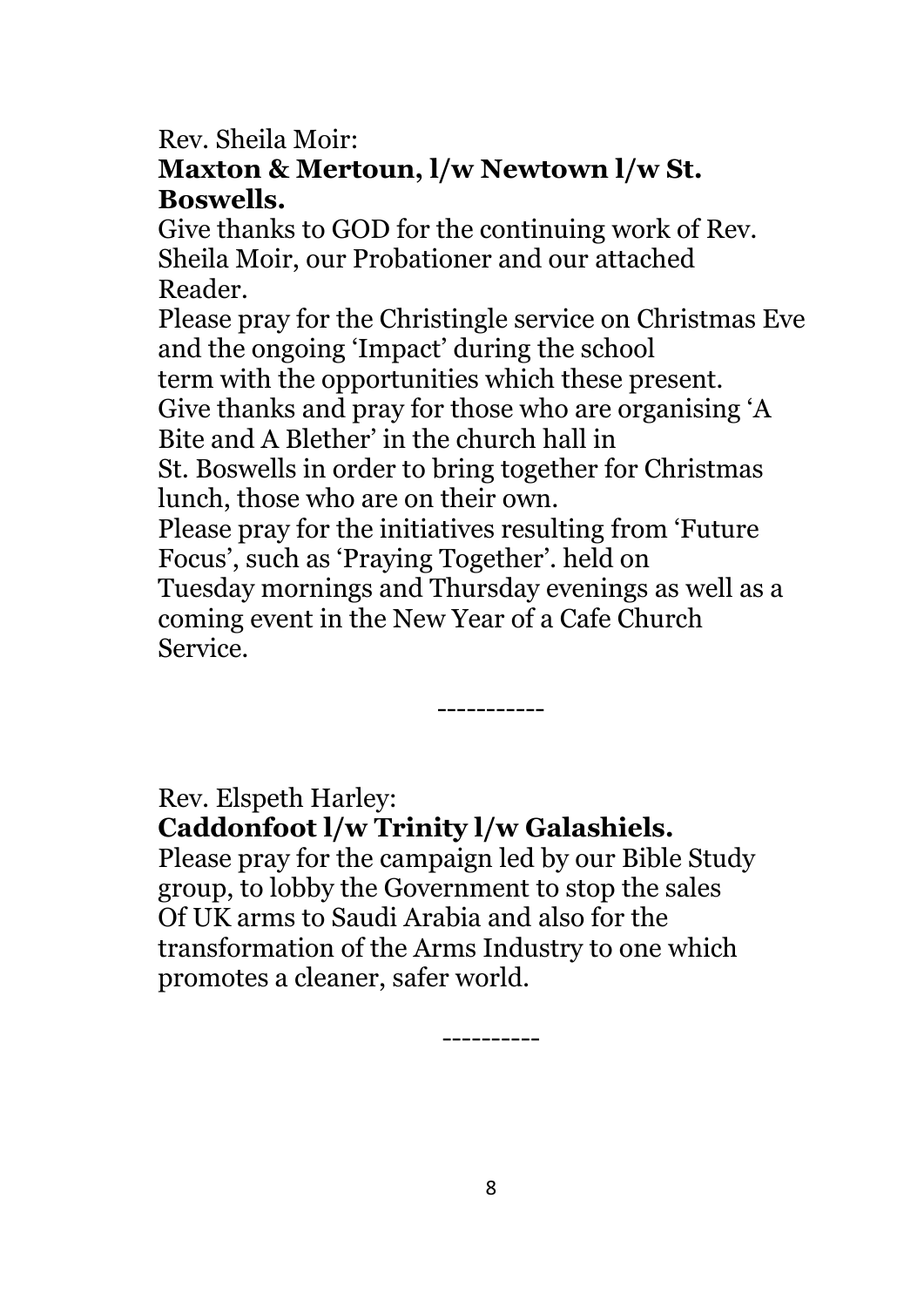Rev. Sheila Moir:

**Maxton & Mertoun, l/w Newtown l/w St. Boswells.**

Give thanks to GOD for the continuing work of Rev. Sheila Moir, our Probationer and our attached Reader.

Please pray for the Christingle service on Christmas Eve and the ongoing 'Impact' during the school term with the opportunities which these present.

Give thanks and pray for those who are organising 'A Bite and A Blether' in the church hall in St. Boswells in order to bring together for Christmas lunch, those who are on their own.

Please pray for the initiatives resulting from 'Future Focus', such as 'Praying Together'. held on Tuesday mornings and Thursday evenings as well as a coming event in the New Year of a Cafe Church Service.

-----------

Rev. Elspeth Harley:

**Caddonfoot l/w Trinity l/w Galashiels.**

Please pray for the campaign led by our Bible Study group, to lobby the Government to stop the sales Of UK arms to Saudi Arabia and also for the transformation of the Arms Industry to one which promotes a cleaner, safer world.

----------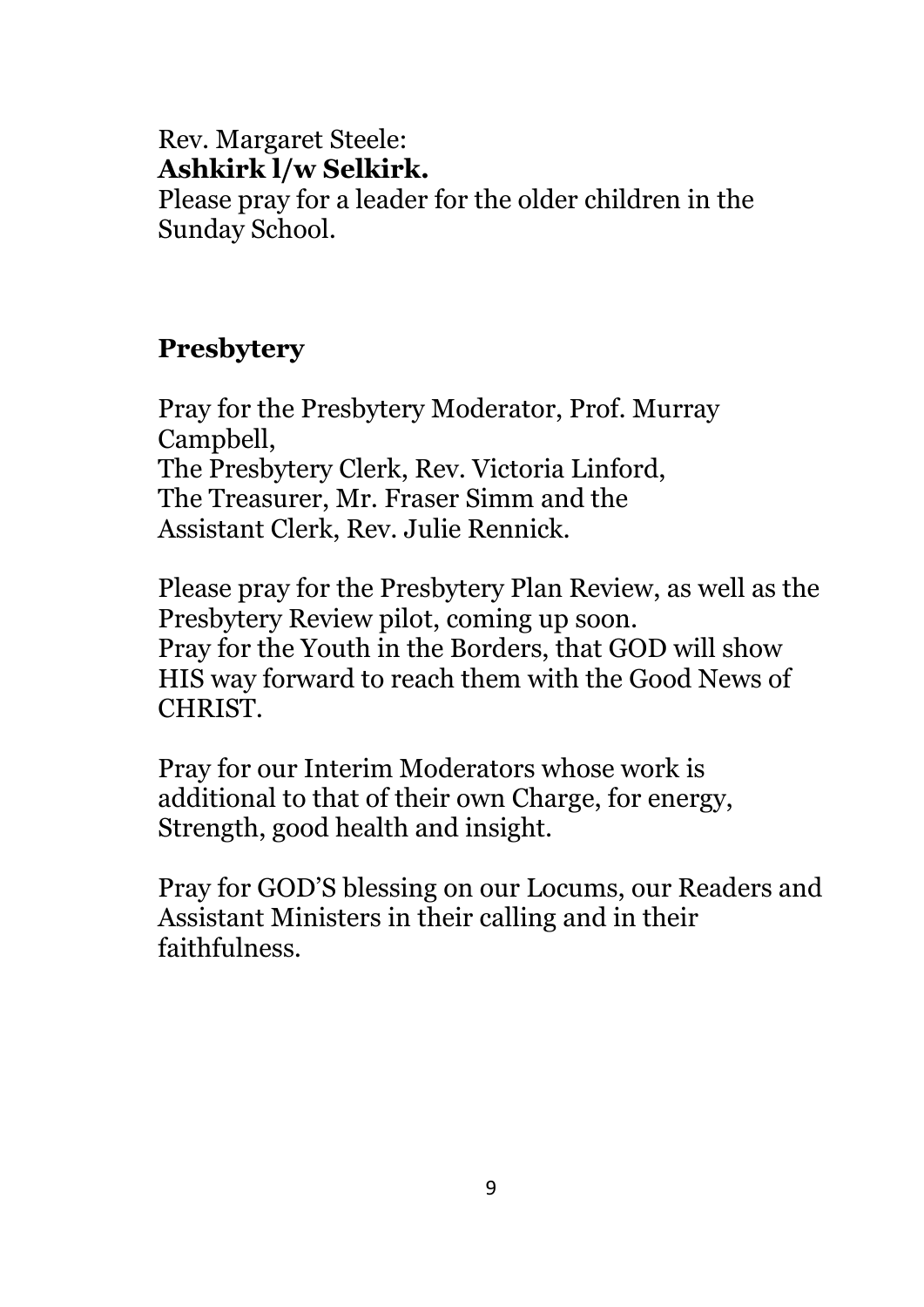Rev. Margaret Steele:
**Ashkirk l/w Selkirk.**
Please pray for a leader for the older children in the Sunday School.

## Presbytery

Pray for the Presbytery Moderator, Prof. Murray Campbell,
The Presbytery Clerk, Rev. Victoria Linford,
The Treasurer, Mr. Fraser Simm and the
Assistant Clerk, Rev. Julie Rennick.

Please pray for the Presbytery Plan Review, as well as the Presbytery Review pilot, coming up soon.
Pray for the Youth in the Borders, that GOD will show HIS way forward to reach them with the Good News of CHRIST.

Pray for our Interim Moderators whose work is additional to that of their own Charge, for energy, Strength, good health and insight.

Pray for GOD'S blessing on our Locums, our Readers and Assistant Ministers in their calling and in their faithfulness.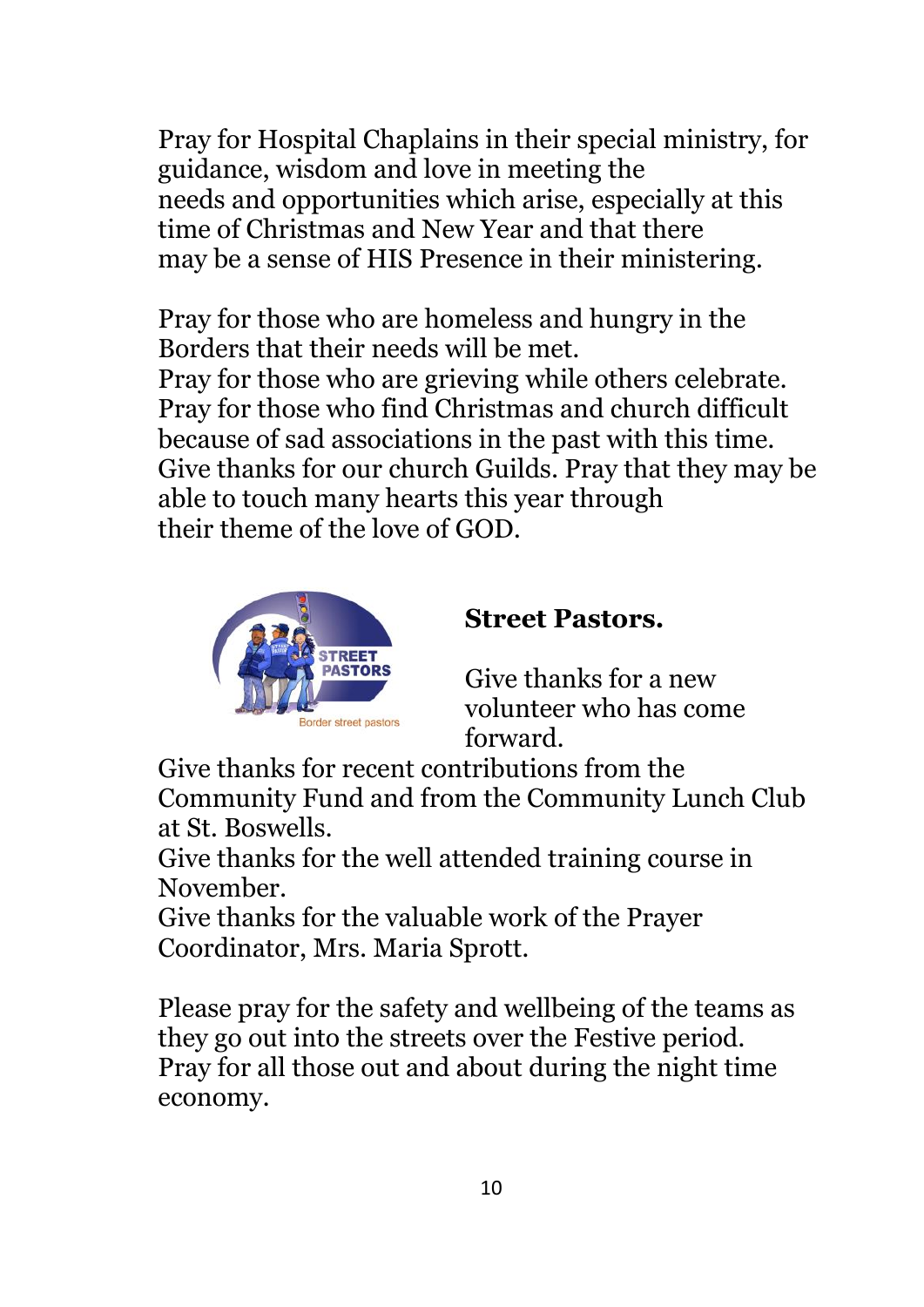Pray for Hospital Chaplains in their special ministry, for guidance, wisdom and love in meeting the needs and opportunities which arise, especially at this time of Christmas and New Year and that there may be a sense of HIS Presence in their ministering.

Pray for those who are homeless and hungry in the Borders that their needs will be met.
Pray for those who are grieving while others celebrate.
Pray for those who find Christmas and church difficult because of sad associations in the past with this time.
Give thanks for our church Guilds. Pray that they may be able to touch many hearts this year through their theme of the love of GOD.

**Street Pastors.**

Give thanks for a new volunteer who has come forward.
Give thanks for recent contributions from the Community Fund and from the Community Lunch Club at St. Boswells.
Give thanks for the well attended training course in November.
Give thanks for the valuable work of the Prayer Coordinator, Mrs. Maria Sprott.

Please pray for the safety and wellbeing of the teams as they go out into the streets over the Festive period.
Pray for all those out and about during the night time economy.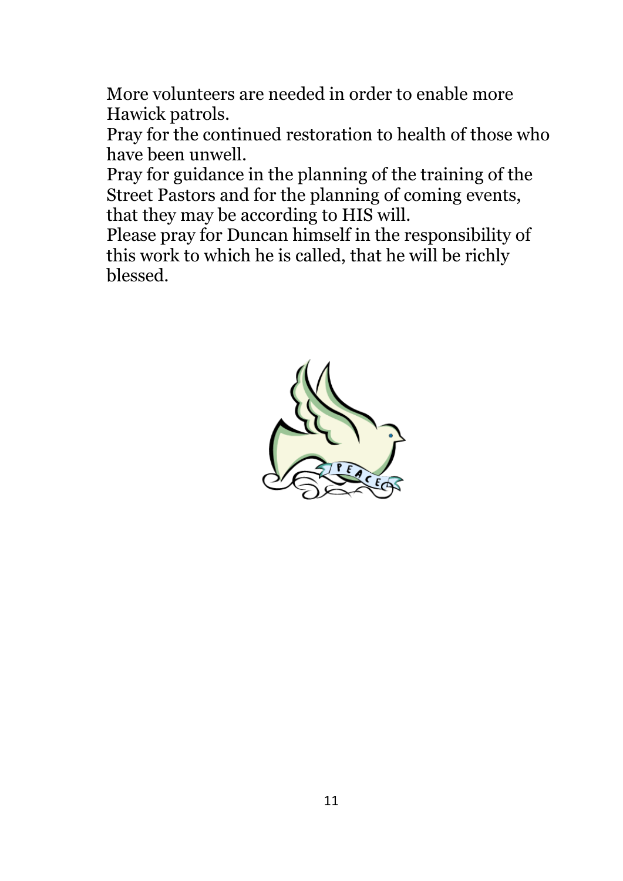More volunteers are needed in order to enable more Hawick patrols.

Pray for the continued restoration to health of those who have been unwell.

Pray for guidance in the planning of the training of the Street Pastors and for the planning of coming events, that they may be according to HIS will.

Please pray for Duncan himself in the responsibility of this work to which he is called, that he will be richly blessed.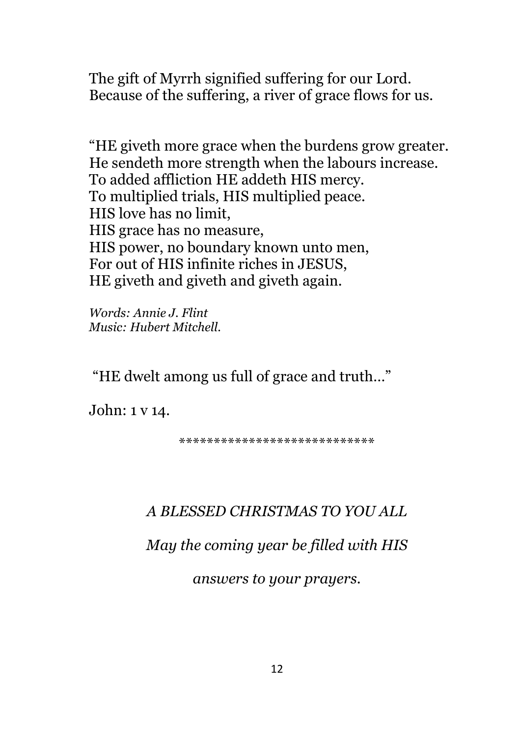The gift of Myrrh signified suffering for our Lord.
Because of the suffering, a river of grace flows for us.

"HE giveth more grace when the burdens grow greater.
He sendeth more strength when the labours increase.
To added affliction HE addeth HIS mercy.
To multiplied trials, HIS multiplied peace.
HIS love has no limit,
HIS grace has no measure,
HIS power, no boundary known unto men,
For out of HIS infinite riches in JESUS,
HE giveth and giveth and giveth again.

*Words: Annie J. Flint*
*Music: Hubert Mitchell.*

"HE dwelt among us full of grace and truth..."

John: 1 v 14.

*****************************

*A BLESSED CHRISTMAS TO YOU ALL*

*May the coming year be filled with HIS*

*answers to your prayers.*